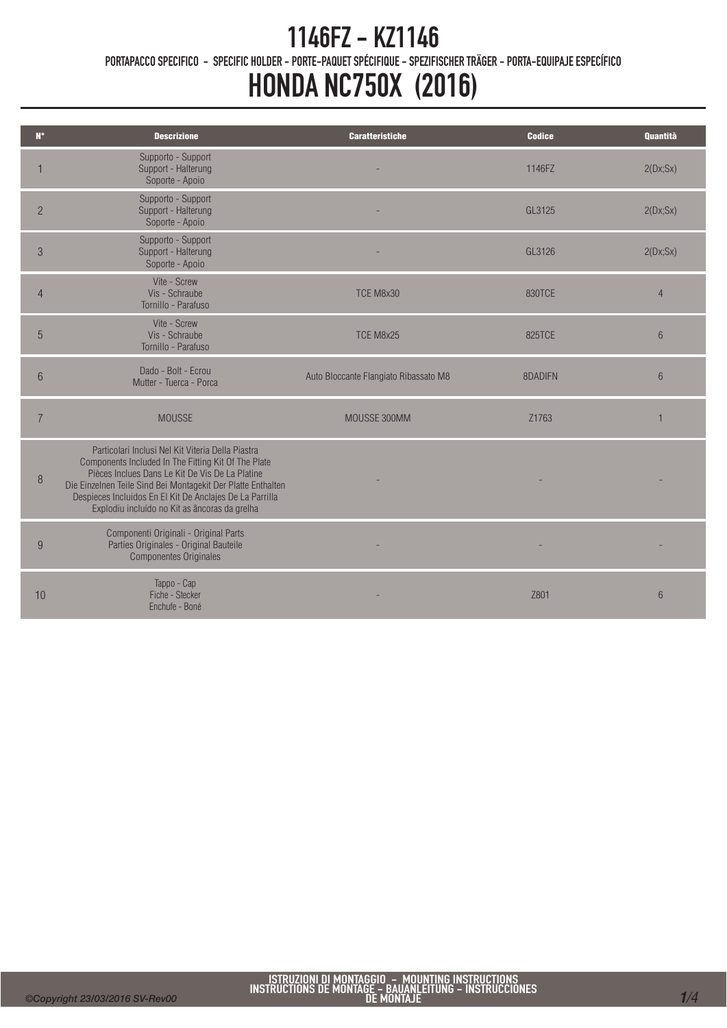# 1146FZ - KZ1146

PORTAPACCO SPECIFICO - SPECIFIC HOLDER - PORTE-PAQUET SPÉCIFIQUE - SPEZIFISCHER TRÄGER - PORTA-EQUIPAJE ESPECÍFICO

# HONDA NC750X (2016)

| N° | Descrizione | Caratteristiche | Codice | Quantità |
|---|---|---|---|---|
| 1 | Supporto - Support Support - Halterung Soporte - Apoio | - | 1146FZ | 2(Dx;Sx) |
| 2 | Supporto - Support Support - Halterung Soporte - Apoio | - | GL3125 | 2(Dx;Sx) |
| 3 | Supporto - Support Support - Halterung Soporte - Apoio | - | GL3126 | 2(Dx;Sx) |
| 4 | Vite - Screw Vis - Schraube Tornillo - Parafuso | TCE M8x30 | 830TCE | 4 |
| 5 | Vite - Screw Vis - Schraube Tornillo - Parafuso | TCE M8x25 | 825TCE | 6 |
| 6 | Dado - Bolt - Ecrou Mutter - Tuerca - Porca | Auto Bloccante Flangiato Ribassato M8 | 8DADIFN | 6 |
| 7 | MOUSSE | MOUSSE 300MM | Z1763 | 1 |
| 8 | Particolari Inclusi Nel Kit Viteria Della Piastra Components Included In The Fitting Kit Of The Plate Pièces Inclues Dans Le Kit De Vis De La Platine Die Einzelnen Teile Sind Bei Montagekit Der Platte Enthalten Despieces Incluidos En El Kit De Anclajes De La Parrilla Explodiu incluído no Kit as âncoras da grelha | - | - | - |
| 9 | Componenti Originali - Original Parts Parties Originales - Original Bauteile Componentes Originales | - | - | - |
| 10 | Tappo - Cap Fiche - Stecker Enchufe - Boné | - | Z801 | 6 |

ISTRUZIONI DI MONTAGGIO - MOUNTING INSTRUCTIONS INSTRUCTIONS DE MONTAGE - BAUANLEITUNG - INSTRUCCIONES DE MONTAJE

©Copyright 23/03/2016 SV-Rev00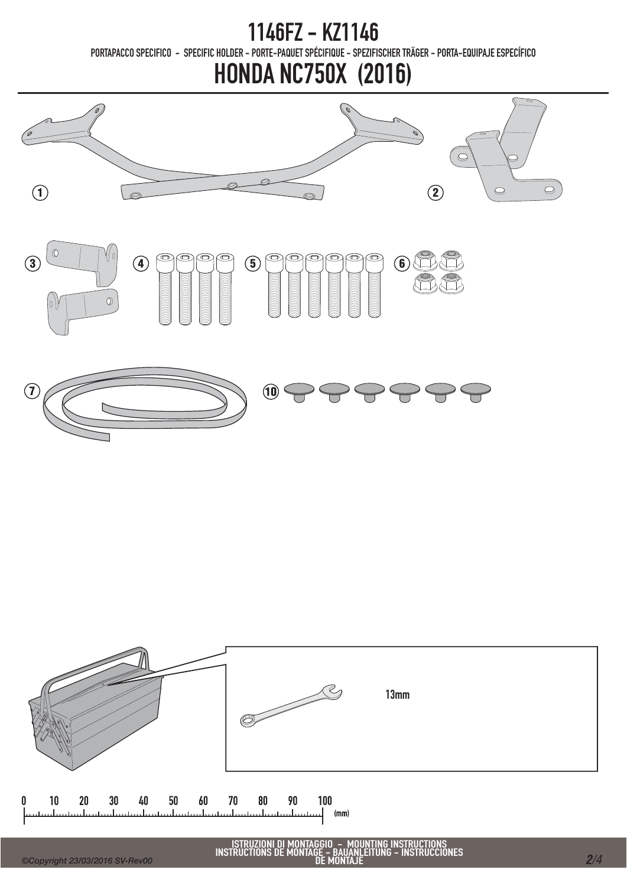# 1146FZ - KZ1146

PORTAPACCO SPECIFICO - SPECIFIC HOLDER - PORTE-PAQUET SPÉCIFIQUE - SPEZIFISCHER TRÄGER - PORTA-EQUIPAJE ESPECÍFICO

# HONDA NC750X (2016)

1

2

3

4

5

6

7

10

13mm

0 10 20 30 40 50 60 70 80 90 100 (mm)

ISTRUZIONI DI MONTAGGIO - MOUNTING INSTRUCTIONS
INSTRUCTIONS DE MONTAGE - BAUANLEITUNG - INSTRUCCIONES DE MONTAJE

*©Copyright 23/03/2016 SV-Rev00*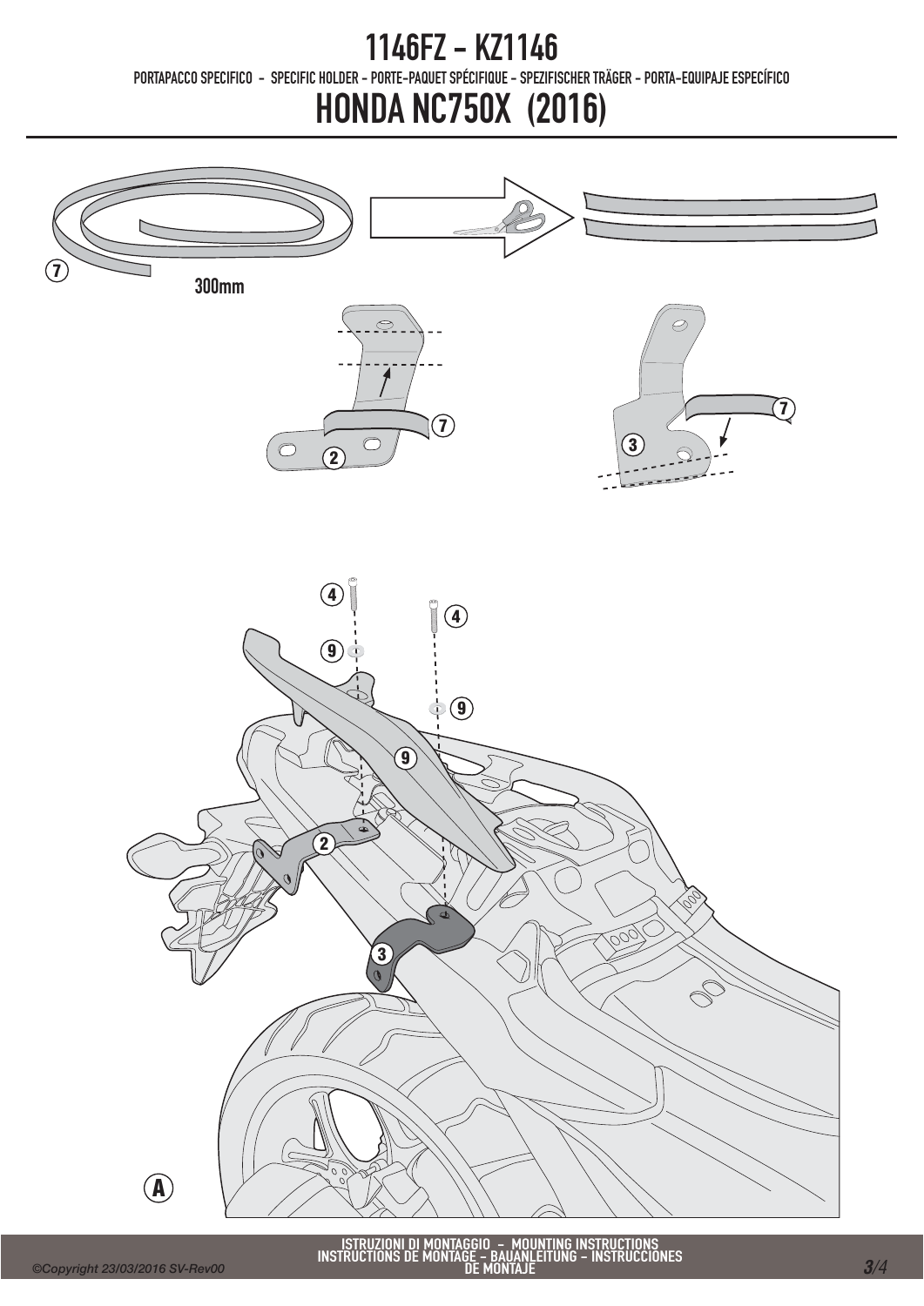# 1146FZ - KZ1146

PORTAPACCO SPECIFICO - SPECIFIC HOLDER - PORTE-PAQUET SPÉCIFIQUE - SPEZIFISCHER TRÄGER - PORTA-EQUIPAJE ESPECÍFICO

# HONDA NC750X (2016)

7

300mm

7

2

7

3

4

4

9

9

9

2

3

A

ISTRUZIONI DI MONTAGGIO - MOUNTING INSTRUCTIONS
INSTRUCTIONS DE MONTAGE - BAUANLEITUNG - INSTRUCCIONES DE MONTAJE

©Copyright 23/03/2016 SV-Rev00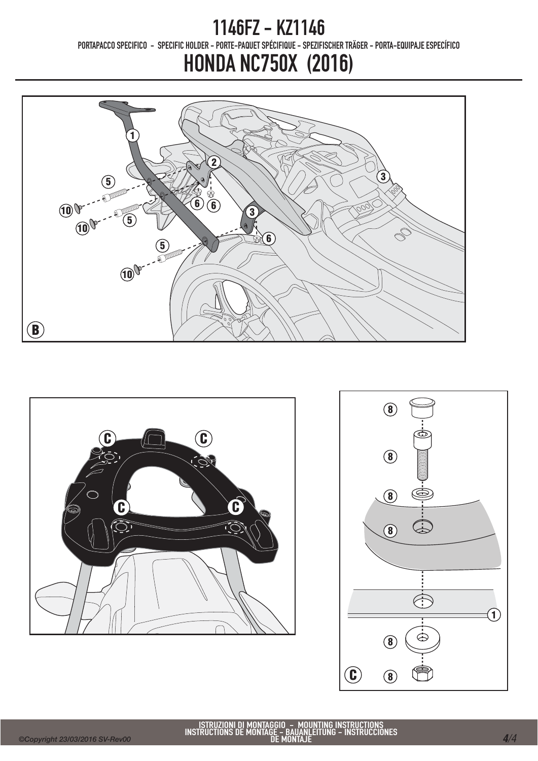# 1146FZ - KZ1146

PORTAPACCO SPECIFICO - SPECIFIC HOLDER - PORTE-PAQUET SPÉCIFIQUE - SPEZIFISCHER TRÄGER - PORTA-EQUIPAJE ESPECÍFICO

# HONDA NC750X (2016)

1
2
3
5
6
10
B

C

8
1
C

ISTRUZIONI DI MONTAGGIO - MOUNTING INSTRUCTIONS
INSTRUCTIONS DE MONTAGE - BAUANLEITUNG - INSTRUCCIONES DE MONTAJE

*©Copyright 23/03/2016 SV-Rev00*